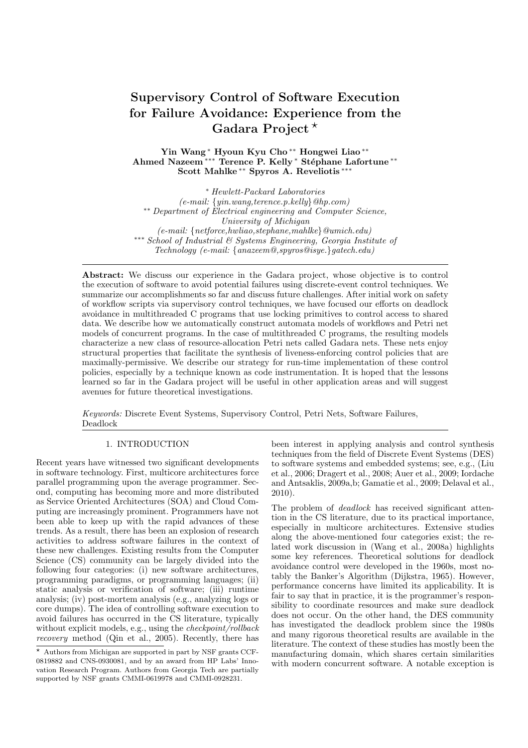# Supervisory Control of Software Execution for Failure Avoidance: Experience from the Gadara Project ⋆

**Yin Wang** * **Hyoun Kyu Cho** ** **Hongwei Liao** ** **Ahmed Nazeem** *** **Terence P. Kelly** * **Stéphane Lafortune** ** **Scott Mahlke** ** **Spyros A. Reveliotis** ***

\* *Hewlett-Packard Laboratories (e-mail: {yin.wang,terence.p.kelly}@hp.com)*
\** *Department of Electrical engineering and Computer Science, University of Michigan (e-mail: {netforce,hwliao,stephane,mahlke}@umich.edu)*
\*** *School of Industrial & Systems Engineering, Georgia Institute of Technology (e-mail: {anazeem@,spyros@isye.}gatech.edu)*

---

**Abstract:** We discuss our experience in the Gadara project, whose objective is to control the execution of software to avoid potential failures using discrete-event control techniques. We summarize our accomplishments so far and discuss future challenges. After initial work on safety of workflow scripts via supervisory control techniques, we have focused our efforts on deadlock avoidance in multithreaded C programs that use locking primitives to control access to shared data. We describe how we automatically construct automata models of workflows and Petri net models of concurrent programs. In the case of multithreaded C programs, the resulting models characterize a new class of resource-allocation Petri nets called Gadara nets. These nets enjoy structural properties that facilitate the synthesis of liveness-enforcing control policies that are maximally-permissive. We describe our strategy for run-time implementation of these control policies, especially by a technique known as code instrumentation. It is hoped that the lessons learned so far in the Gadara project will be useful in other application areas and will suggest avenues for future theoretical investigations.

*Keywords:* Discrete Event Systems, Supervisory Control, Petri Nets, Software Failures, Deadlock

---

## 1. INTRODUCTION

Recent years have witnessed two significant developments in software technology. First, multicore architectures force parallel programming upon the average programmer. Second, computing has becoming more and more distributed as Service Oriented Architectures (SOA) and Cloud Computing are increasingly prominent. Programmers have not been able to keep up with the rapid advances of these trends. As a result, there has been an explosion of research activities to address software failures in the context of these new challenges. Existing results from the Computer Science (CS) community can be largely divided into the following four categories: (i) new software architectures, programming paradigms, or programming languages; (ii) static analysis or verification of software; (iii) runtime analysis; (iv) post-mortem analysis (e.g., analyzing logs or core dumps). The idea of controlling software execution to avoid failures has occurred in the CS literature, typically without explicit models, e.g., using the *checkpoint/rollback recovery* method (Qin et al., 2005). Recently, there has been interest in applying analysis and control synthesis techniques from the field of Discrete Event Systems (DES) to software systems and embedded systems; see, e.g., (Liu et al., 2006; Dragert et al., 2008; Auer et al., 2009; Iordache and Antsaklis, 2009a,b; Gamatie et al., 2009; Delaval et al., 2010).

The problem of *deadlock* has received significant attention in the CS literature, due to its practical importance, especially in multicore architectures. Extensive studies along the above-mentioned four categories exist; the related work discussion in (Wang et al., 2008a) highlights some key references. Theoretical solutions for deadlock avoidance control were developed in the 1960s, most notably the Banker's Algorithm (Dijkstra, 1965). However, performance concerns have limited its applicability. It is fair to say that in practice, it is the programmer's responsibility to coordinate resources and make sure deadlock does not occur. On the other hand, the DES community has investigated the deadlock problem since the 1980s and many rigorous theoretical results are available in the literature. The context of these studies has mostly been the manufacturing domain, which shares certain similarities with modern concurrent software. A notable exception is

---

⋆ Authors from Michigan are supported in part by NSF grants CCF-0819882 and CNS-0930081, and by an award from HP Labs' Innovation Research Program. Authors from Georgia Tech are partially supported by NSF grants CMMI-0619978 and CMMI-0928231.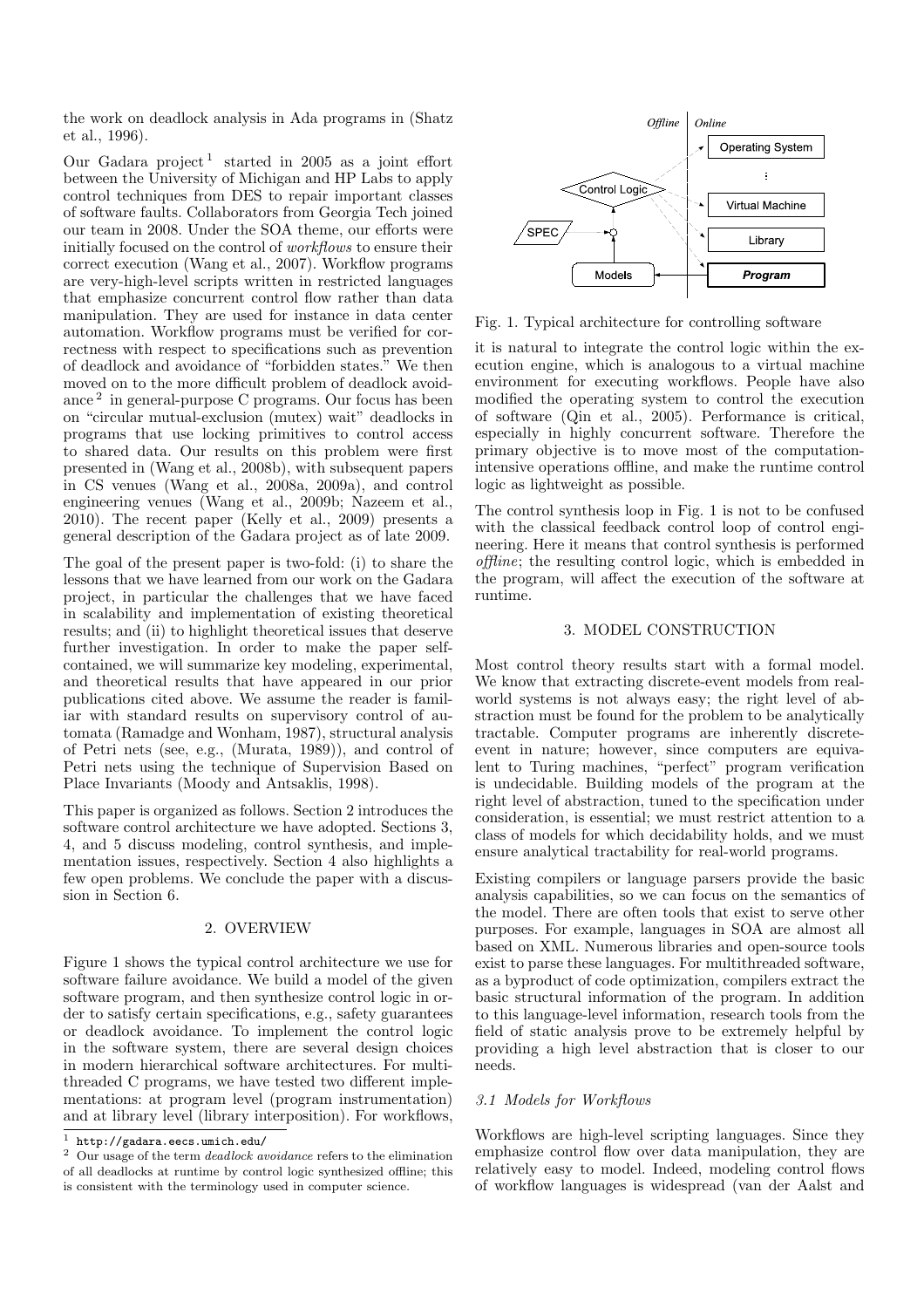the work on deadlock analysis in Ada programs in (Shatz et al., 1996).

Our Gadara project [1] started in 2005 as a joint effort between the University of Michigan and HP Labs to apply control techniques from DES to repair important classes of software faults. Collaborators from Georgia Tech joined our team in 2008. Under the SOA theme, our efforts were initially focused on the control of *workflows* to ensure their correct execution (Wang et al., 2007). Workflow programs are very-high-level scripts written in restricted languages that emphasize concurrent control flow rather than data manipulation. They are used for instance in data center automation. Workflow programs must be verified for correctness with respect to specifications such as prevention of deadlock and avoidance of "forbidden states." We then moved on to the more difficult problem of deadlock avoidance [2] in general-purpose C programs. Our focus has been on "circular mutual-exclusion (mutex) wait" deadlocks in programs that use locking primitives to control access to shared data. Our results on this problem were first presented in (Wang et al., 2008b), with subsequent papers in CS venues (Wang et al., 2008a, 2009a), and control engineering venues (Wang et al., 2009b; Nazeem et al., 2010). The recent paper (Kelly et al., 2009) presents a general description of the Gadara project as of late 2009.

The goal of the present paper is two-fold: (i) to share the lessons that we have learned from our work on the Gadara project, in particular the challenges that we have faced in scalability and implementation of existing theoretical results; and (ii) to highlight theoretical issues that deserve further investigation. In order to make the paper self-contained, we will summarize key modeling, experimental, and theoretical results that have appeared in our prior publications cited above. We assume the reader is familiar with standard results on supervisory control of automata (Ramadge and Wonham, 1987), structural analysis of Petri nets (see, e.g., (Murata, 1989)), and control of Petri nets using the technique of Supervision Based on Place Invariants (Moody and Antsaklis, 1998).

This paper is organized as follows. Section 2 introduces the software control architecture we have adopted. Sections 3, 4, and 5 discuss modeling, control synthesis, and implementation issues, respectively. Section 4 also highlights a few open problems. We conclude the paper with a discussion in Section 6.

## 2. OVERVIEW

Figure 1 shows the typical control architecture we use for software failure avoidance. We build a model of the given software program, and then synthesize control logic in order to satisfy certain specifications, e.g., safety guarantees or deadlock avoidance. To implement the control logic in the software system, there are several design choices in modern hierarchical software architectures. For multithreaded C programs, we have tested two different implementations: at program level (program instrumentation) and at library level (library interposition). For workflows, it is natural to integrate the control logic within the execution engine, which is analogous to a virtual machine environment for executing workflows. People have also modified the operating system to control the execution of software (Qin et al., 2005). Performance is critical, especially in highly concurrent software. Therefore the primary objective is to move most of the computation-intensive operations offline, and make the runtime control logic as lightweight as possible.

Fig. 1. Typical architecture for controlling software

The control synthesis loop in Fig. 1 is not to be confused with the classical feedback control loop of control engineering. Here it means that control synthesis is performed *offline*; the resulting control logic, which is embedded in the program, will affect the execution of the software at runtime.

## 3. MODEL CONSTRUCTION

Most control theory results start with a formal model. We know that extracting discrete-event models from real-world systems is not always easy; the right level of abstraction must be found for the problem to be analytically tractable. Computer programs are inherently discrete-event in nature; however, since computers are equivalent to Turing machines, "perfect" program verification is undecidable. Building models of the program at the right level of abstraction, tuned to the specification under consideration, is essential; we must restrict attention to a class of models for which decidability holds, and we must ensure analytical tractability for real-world programs.

Existing compilers or language parsers provide the basic analysis capabilities, so we can focus on the semantics of the model. There are often tools that exist to serve other purposes. For example, languages in SOA are almost all based on XML. Numerous libraries and open-source tools exist to parse these languages. For multithreaded software, as a byproduct of code optimization, compilers extract the basic structural information of the program. In addition to this language-level information, research tools from the field of static analysis prove to be extremely helpful by providing a high level abstraction that is closer to our needs.

### 3.1 Models for Workflows

Workflows are high-level scripting languages. Since they emphasize control flow over data manipulation, they are relatively easy to model. Indeed, modeling control flows of workflow languages is widespread (van der Aalst and

[1] http://gadara.eecs.umich.edu/

[2] Our usage of the term *deadlock avoidance* refers to the elimination of all deadlocks at runtime by control logic synthesized offline; this is consistent with the terminology used in computer science.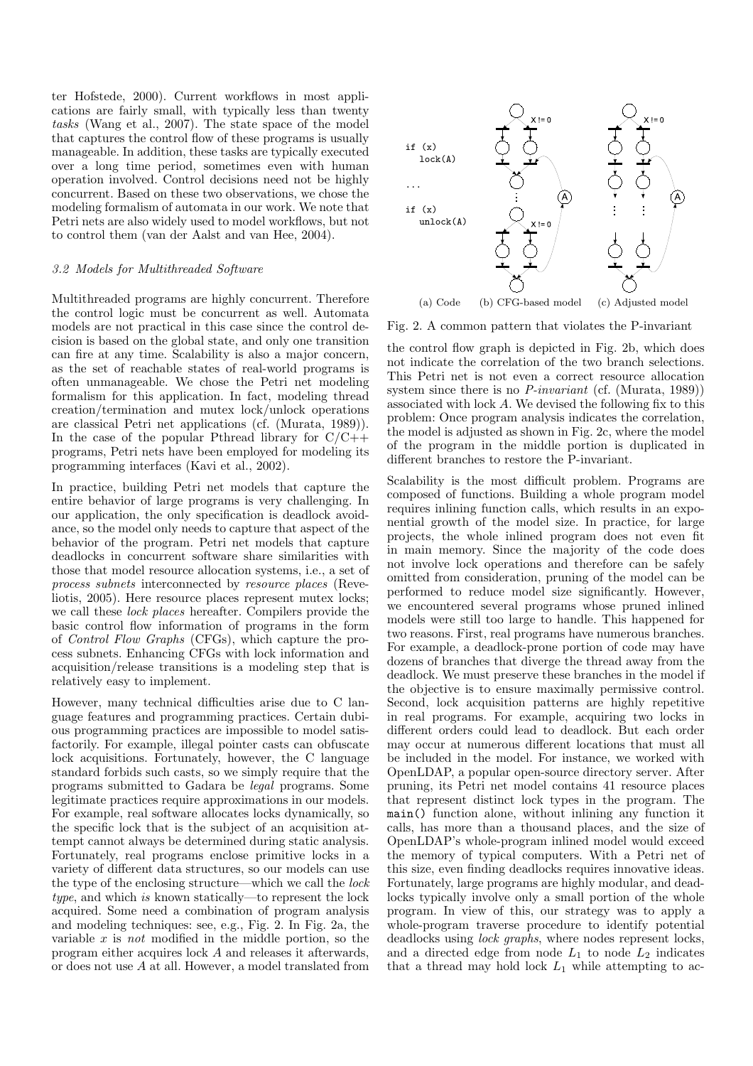ter Hofstede, 2000). Current workflows in most applications are fairly small, with typically less than twenty *tasks* (Wang et al., 2007). The state space of the model that captures the control flow of these programs is usually manageable. In addition, these tasks are typically executed over a long time period, sometimes even with human operation involved. Control decisions need not be highly concurrent. Based on these two observations, we chose the modeling formalism of automata in our work. We note that Petri nets are also widely used to model workflows, but not to control them (van der Aalst and van Hee, 2004).

### 3.2 Models for Multithreaded Software

Multithreaded programs are highly concurrent. Therefore the control logic must be concurrent as well. Automata models are not practical in this case since the control decision is based on the global state, and only one transition can fire at any time. Scalability is also a major concern, as the set of reachable states of real-world programs is often unmanageable. We chose the Petri net modeling formalism for this application. In fact, modeling thread creation/termination and mutex lock/unlock operations are classical Petri net applications (cf. (Murata, 1989)). In the case of the popular Pthread library for C/C++ programs, Petri nets have been employed for modeling its programming interfaces (Kavi et al., 2002).

In practice, building Petri net models that capture the entire behavior of large programs is very challenging. In our application, the only specification is deadlock avoidance, so the model only needs to capture that aspect of the behavior of the program. Petri net models that capture deadlocks in concurrent software share similarities with those that model resource allocation systems, i.e., a set of *process subnets* interconnected by *resource places* (Reveliotis, 2005). Here resource places represent mutex locks; we call these *lock places* hereafter. Compilers provide the basic control flow information of programs in the form of *Control Flow Graphs* (CFGs), which capture the process subnets. Enhancing CFGs with lock information and acquisition/release transitions is a modeling step that is relatively easy to implement.

However, many technical difficulties arise due to C language features and programming practices. Certain dubious programming practices are impossible to model satisfactorily. For example, illegal pointer casts can obfuscate lock acquisitions. Fortunately, however, the C language standard forbids such casts, so we simply require that the programs submitted to Gadara be *legal* programs. Some legitimate practices require approximations in our models. For example, real software allocates locks dynamically, so the specific lock that is the subject of an acquisition attempt cannot always be determined during static analysis. Fortunately, real programs enclose primitive locks in a variety of different data structures, so our models can use the type of the enclosing structure—which we call the *lock type*, and which *is* known statically—to represent the lock acquired. Some need a combination of program analysis and modeling techniques: see, e.g., Fig. 2. In Fig. 2a, the variable $x$ is *not* modified in the middle portion, so the program either acquires lock $A$ and releases it afterwards, or does not use $A$ at all. However, a model translated from

```
if (x)
   lock(A)

...

if (x)
   unlock(A)
```

(a) Code (b) CFG-based model (c) Adjusted model

Fig. 2. A common pattern that violates the P-invariant

the control flow graph is depicted in Fig. 2b, which does not indicate the correlation of the two branch selections. This Petri net is not even a correct resource allocation system since there is no *P-invariant* (cf. (Murata, 1989)) associated with lock $A$. We devised the following fix to this problem: Once program analysis indicates the correlation, the model is adjusted as shown in Fig. 2c, where the model of the program in the middle portion is duplicated in different branches to restore the P-invariant.

Scalability is the most difficult problem. Programs are composed of functions. Building a whole program model requires inlining function calls, which results in an exponential growth of the model size. In practice, for large projects, the whole inlined program does not even fit in main memory. Since the majority of the code does not involve lock operations and therefore can be safely omitted from consideration, pruning of the model can be performed to reduce model size significantly. However, we encountered several programs whose pruned inlined models were still too large to handle. This happened for two reasons. First, real programs have numerous branches. For example, a deadlock-prone portion of code may have dozens of branches that diverge the thread away from the deadlock. We must preserve these branches in the model if the objective is to ensure maximally permissive control. Second, lock acquisition patterns are highly repetitive in real programs. For example, acquiring two locks in different orders could lead to deadlock. But each order may occur at numerous different locations that must all be included in the model. For instance, we worked with OpenLDAP, a popular open-source directory server. After pruning, its Petri net model contains 41 resource places that represent distinct lock types in the program. The `main()` function alone, without inlining any function it calls, has more than a thousand places, and the size of OpenLDAP's whole-program inlined model would exceed the memory of typical computers. With a Petri net of this size, even finding deadlocks requires innovative ideas. Fortunately, large programs are highly modular, and deadlocks typically involve only a small portion of the whole program. In view of this, our strategy was to apply a whole-program traverse procedure to identify potential deadlocks using *lock graphs*, where nodes represent locks, and a directed edge from node $L_1$ to node $L_2$ indicates that a thread may hold lock $L_1$ while attempting to ac-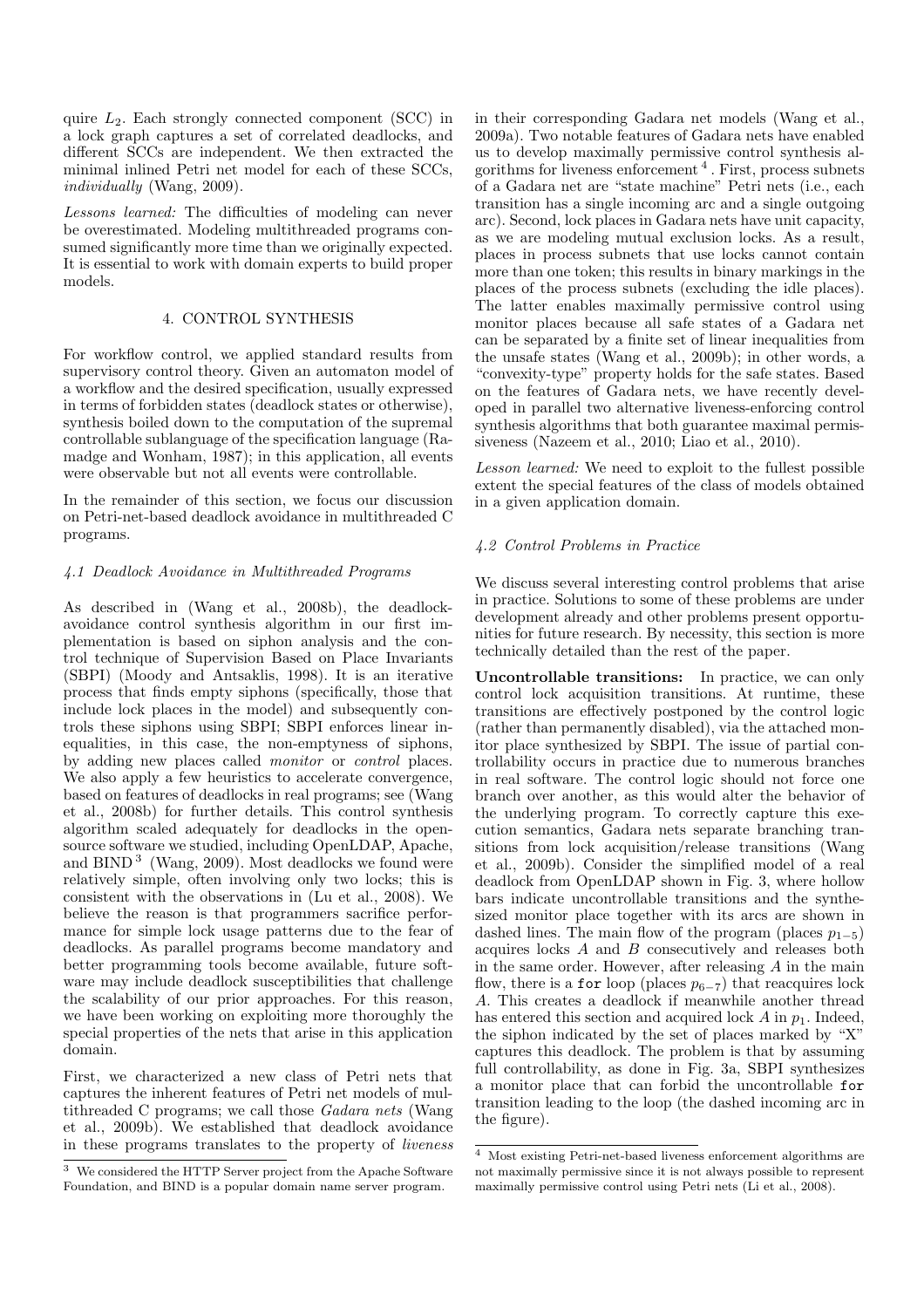quire $L_2$. Each strongly connected component (SCC) in a lock graph captures a set of correlated deadlocks, and different SCCs are independent. We then extracted the minimal inlined Petri net model for each of these SCCs, *individually* (Wang, 2009).

*Lessons learned:* The difficulties of modeling can never be overestimated. Modeling multithreaded programs consumed significantly more time than we originally expected. It is essential to work with domain experts to build proper models.

## 4. CONTROL SYNTHESIS

For workflow control, we applied standard results from supervisory control theory. Given an automaton model of a workflow and the desired specification, usually expressed in terms of forbidden states (deadlock states or otherwise), synthesis boiled down to the computation of the supremal controllable sublanguage of the specification language (Ramadge and Wonham, 1987); in this application, all events were observable but not all events were controllable.

In the remainder of this section, we focus our discussion on Petri-net-based deadlock avoidance in multithreaded C programs.

### 4.1 Deadlock Avoidance in Multithreaded Programs

As described in (Wang et al., 2008b), the deadlock-avoidance control synthesis algorithm in our first implementation is based on siphon analysis and the control technique of Supervision Based on Place Invariants (SBPI) (Moody and Antsaklis, 1998). It is an iterative process that finds empty siphons (specifically, those that include lock places in the model) and subsequently controls these siphons using SBPI; SBPI enforces linear inequalities, in this case, the non-emptyness of siphons, by adding new places called *monitor* or *control* places. We also apply a few heuristics to accelerate convergence, based on features of deadlocks in real programs; see (Wang et al., 2008b) for further details. This control synthesis algorithm scaled adequately for deadlocks in the open-source software we studied, including OpenLDAP, Apache, and BIND[3] (Wang, 2009). Most deadlocks we found were relatively simple, often involving only two locks; this is consistent with the observations in (Lu et al., 2008). We believe the reason is that programmers sacrifice performance for simple lock usage patterns due to the fear of deadlocks. As parallel programs become mandatory and better programming tools become available, future software may include deadlock susceptibilities that challenge the scalability of our prior approaches. For this reason, we have been working on exploiting more thoroughly the special properties of the nets that arise in this application domain.

First, we characterized a new class of Petri nets that captures the inherent features of Petri net models of multithreaded C programs; we call those *Gadara nets* (Wang et al., 2009b). We established that deadlock avoidance in these programs translates to the property of *liveness* in their corresponding Gadara net models (Wang et al., 2009a). Two notable features of Gadara nets have enabled us to develop maximally permissive control synthesis algorithms for liveness enforcement[4]. First, process subnets of a Gadara net are "state machine" Petri nets (i.e., each transition has a single incoming arc and a single outgoing arc). Second, lock places in Gadara nets have unit capacity, as we are modeling mutual exclusion locks. As a result, places in process subnets that use locks cannot contain more than one token; this results in binary markings in the places of the process subnets (excluding the idle places). The latter enables maximally permissive control using monitor places because all safe states of a Gadara net can be separated by a finite set of linear inequalities from the unsafe states (Wang et al., 2009b); in other words, a "convexity-type" property holds for the safe states. Based on the features of Gadara nets, we have recently developed in parallel two alternative liveness-enforcing control synthesis algorithms that both guarantee maximal permissiveness (Nazeem et al., 2010; Liao et al., 2010).

*Lesson learned:* We need to exploit to the fullest possible extent the special features of the class of models obtained in a given application domain.

### 4.2 Control Problems in Practice

We discuss several interesting control problems that arise in practice. Solutions to some of these problems are under development already and other problems present opportunities for future research. By necessity, this section is more technically detailed than the rest of the paper.

**Uncontrollable transitions:** In practice, we can only control lock acquisition transitions. At runtime, these transitions are effectively postponed by the control logic (rather than permanently disabled), via the attached monitor place synthesized by SBPI. The issue of partial controllability occurs in practice due to numerous branches in real software. The control logic should not force one branch over another, as this would alter the behavior of the underlying program. To correctly capture this execution semantics, Gadara nets separate branching transitions from lock acquisition/release transitions (Wang et al., 2009b). Consider the simplified model of a real deadlock from OpenLDAP shown in Fig. 3, where hollow bars indicate uncontrollable transitions and the synthesized monitor place together with its arcs are shown in dashed lines. The main flow of the program (places $p_{1-5}$) acquires locks $A$ and $B$ consecutively and releases both in the same order. However, after releasing $A$ in the main flow, there is a `for` loop (places $p_{6-7}$) that reacquires lock $A$. This creates a deadlock if meanwhile another thread has entered this section and acquired lock $A$ in $p_1$. Indeed, the siphon indicated by the set of places marked by "X" captures this deadlock. The problem is that by assuming full controllability, as done in Fig. 3a, SBPI synthesizes a monitor place that can forbid the uncontrollable `for` transition leading to the loop (the dashed incoming arc in the figure).

[3] We considered the HTTP Server project from the Apache Software Foundation, and BIND is a popular domain name server program.

[4] Most existing Petri-net-based liveness enforcement algorithms are not maximally permissive since it is not always possible to represent maximally permissive control using Petri nets (Li et al., 2008).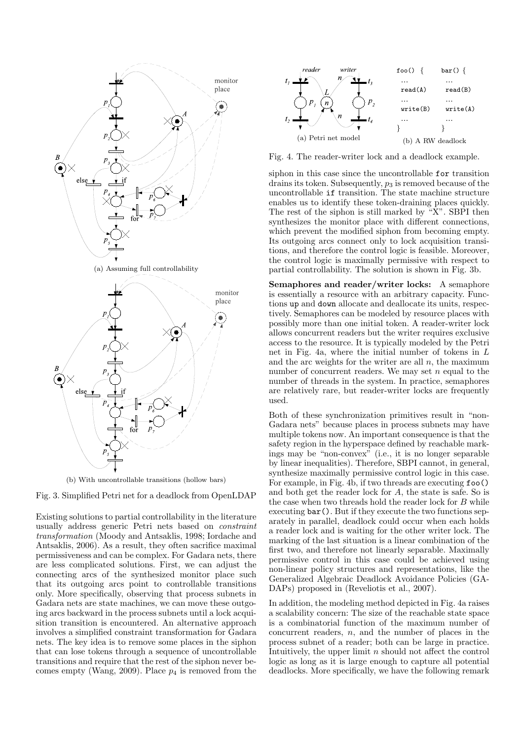(a) Assuming full controllability

(b) With uncontrollable transitions (hollow bars)

Fig. 3. Simplified Petri net for a deadlock from OpenLDAP

Existing solutions to partial controllability in the literature usually address generic Petri nets based on *constraint transformation* (Moody and Antsaklis, 1998; Iordache and Antsaklis, 2006). As a result, they often sacrifice maximal permissiveness and can be complex. For Gadara nets, there are less complicated solutions. First, we can adjust the connecting arcs of the synthesized monitor place such that its outgoing arcs point to controllable transitions only. More specifically, observing that process subnets in Gadara nets are state machines, we can move these outgoing arcs backward in the process subnets until a lock acquisition transition is encountered. An alternative approach involves a simplified constraint transformation for Gadara nets. The key idea is to remove some places in the siphon that can lose tokens through a sequence of uncontrollable transitions and require that the rest of the siphon never becomes empty (Wang, 2009). Place $p_4$ is removed from the siphon in this case since the uncontrollable `for` transition drains its token. Subsequently, $p_3$ is removed because of the uncontrollable `if` transition. The state machine structure enables us to identify these token-draining places quickly. The rest of the siphon is still marked by "X". SBPI then synthesizes the monitor place with different connections, which prevent the modified siphon from becoming empty. Its outgoing arcs connect only to lock acquisition transitions, and therefore the control logic is feasible. Moreover, the control logic is maximally permissive with respect to partial controllability. The solution is shown in Fig. 3b.

(a) Petri net model

```
foo() {        bar() {
  ...            ...
  read(A)        read(B)
  ...            ...
  write(B)       write(A)
  ...            ...
}              }
```

(b) A RW deadlock

Fig. 4. The reader-writer lock and a deadlock example.

**Semaphores and reader/writer locks:** A semaphore is essentially a resource with an arbitrary capacity. Functions `up` and `down` allocate and deallocate its units, respectively. Semaphores can be modeled by resource places with possibly more than one initial token. A reader-writer lock allows concurrent readers but the writer requires exclusive access to the resource. It is typically modeled by the Petri net in Fig. 4a, where the initial number of tokens in $L$ and the arc weights for the writer are all $n$, the maximum number of concurrent readers. We may set $n$ equal to the number of threads in the system. In practice, semaphores are relatively rare, but reader-writer locks are frequently used.

Both of these synchronization primitives result in "non-Gadara nets" because places in process subnets may have multiple tokens now. An important consequence is that the safety region in the hyperspace defined by reachable markings may be "non-convex" (i.e., it is no longer separable by linear inequalities). Therefore, SBPI cannot, in general, synthesize maximally permissive control logic in this case. For example, in Fig. 4b, if two threads are executing `foo()` and both get the reader lock for $A$, the state is safe. So is the case when two threads hold the reader lock for $B$ while executing `bar()`. But if they execute the two functions separately in parallel, deadlock could occur when each holds a reader lock and is waiting for the other writer lock. The marking of the last situation is a linear combination of the first two, and therefore not linearly separable. Maximally permissive control in this case could be achieved using non-linear policy structures and representations, like the Generalized Algebraic Deadlock Avoidance Policies (GADAPs) proposed in (Reveliotis et al., 2007).

In addition, the modeling method depicted in Fig. 4a raises a scalability concern: The size of the reachable state space is a combinatorial function of the maximum number of concurrent readers, $n$, and the number of places in the process subnet of a reader; both can be large in practice. Intuitively, the upper limit $n$ should not affect the control logic as long as it is large enough to capture all potential deadlocks. More specifically, we have the following remark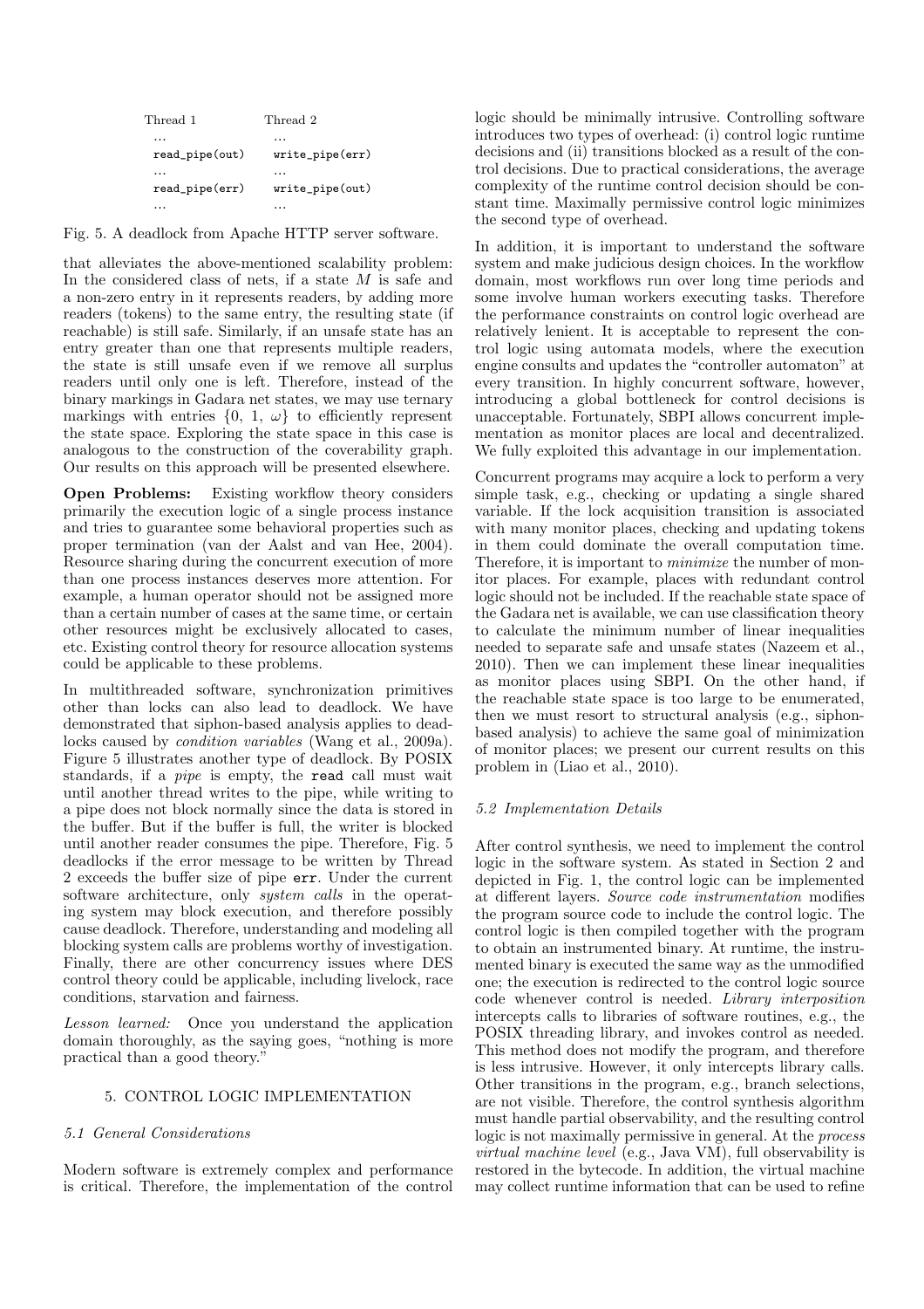```
Thread 1            Thread 2
 ...                 ...
 read_pipe(out)      write_pipe(err)
 ...                 ...
 read_pipe(err)      write_pipe(out)
 ...                 ...
```

Fig. 5. A deadlock from Apache HTTP server software.

that alleviates the above-mentioned scalability problem: In the considered class of nets, if a state $M$ is safe and a non-zero entry in it represents readers, by adding more readers (tokens) to the same entry, the resulting state (if reachable) is still safe. Similarly, if an unsafe state has an entry greater than one that represents multiple readers, the state is still unsafe even if we remove all surplus readers until only one is left. Therefore, instead of the binary markings in Gadara net states, we may use ternary markings with entries $\{0, 1, \omega\}$ to efficiently represent the state space. Exploring the state space in this case is analogous to the construction of the coverability graph. Our results on this approach will be presented elsewhere.

**Open Problems:** Existing workflow theory considers primarily the execution logic of a single process instance and tries to guarantee some behavioral properties such as proper termination (van der Aalst and van Hee, 2004). Resource sharing during the concurrent execution of more than one process instances deserves more attention. For example, a human operator should not be assigned more than a certain number of cases at the same time, or certain other resources might be exclusively allocated to cases, etc. Existing control theory for resource allocation systems could be applicable to these problems.

In multithreaded software, synchronization primitives other than locks can also lead to deadlock. We have demonstrated that siphon-based analysis applies to deadlocks caused by *condition variables* (Wang et al., 2009a). Figure 5 illustrates another type of deadlock. By POSIX standards, if a *pipe* is empty, the `read` call must wait until another thread writes to the pipe, while writing to a pipe does not block normally since the data is stored in the buffer. But if the buffer is full, the writer is blocked until another reader consumes the pipe. Therefore, Fig. 5 deadlocks if the error message to be written by Thread 2 exceeds the buffer size of pipe `err`. Under the current software architecture, only *system calls* in the operating system may block execution, and therefore possibly cause deadlock. Therefore, understanding and modeling all blocking system calls are problems worthy of investigation. Finally, there are other concurrency issues where DES control theory could be applicable, including livelock, race conditions, starvation and fairness.

*Lesson learned:* Once you understand the application domain thoroughly, as the saying goes, "nothing is more practical than a good theory."

## 5. CONTROL LOGIC IMPLEMENTATION

### 5.1 General Considerations

Modern software is extremely complex and performance is critical. Therefore, the implementation of the control logic should be minimally intrusive. Controlling software introduces two types of overhead: (i) control logic runtime decisions and (ii) transitions blocked as a result of the control decisions. Due to practical considerations, the average complexity of the runtime control decision should be constant time. Maximally permissive control logic minimizes the second type of overhead.

In addition, it is important to understand the software system and make judicious design choices. In the workflow domain, most workflows run over long time periods and some involve human workers executing tasks. Therefore the performance constraints on control logic overhead are relatively lenient. It is acceptable to represent the control logic using automata models, where the execution engine consults and updates the "controller automaton" at every transition. In highly concurrent software, however, introducing a global bottleneck for control decisions is unacceptable. Fortunately, SBPI allows concurrent implementation as monitor places are local and decentralized. We fully exploited this advantage in our implementation.

Concurrent programs may acquire a lock to perform a very simple task, e.g., checking or updating a single shared variable. If the lock acquisition transition is associated with many monitor places, checking and updating tokens in them could dominate the overall computation time. Therefore, it is important to *minimize* the number of monitor places. For example, places with redundant control logic should not be included. If the reachable state space of the Gadara net is available, we can use classification theory to calculate the minimum number of linear inequalities needed to separate safe and unsafe states (Nazeem et al., 2010). Then we can implement these linear inequalities as monitor places using SBPI. On the other hand, if the reachable state space is too large to be enumerated, then we must resort to structural analysis (e.g., siphon-based analysis) to achieve the same goal of minimization of monitor places; we present our current results on this problem in (Liao et al., 2010).

### 5.2 Implementation Details

After control synthesis, we need to implement the control logic in the software system. As stated in Section 2 and depicted in Fig. 1, the control logic can be implemented at different layers. *Source code instrumentation* modifies the program source code to include the control logic. The control logic is then compiled together with the program to obtain an instrumented binary. At runtime, the instrumented binary is executed the same way as the unmodified one; the execution is redirected to the control logic source code whenever control is needed. *Library interposition* intercepts calls to libraries of software routines, e.g., the POSIX threading library, and invokes control as needed. This method does not modify the program, and therefore is less intrusive. However, it only intercepts library calls. Other transitions in the program, e.g., branch selections, are not visible. Therefore, the control synthesis algorithm must handle partial observability, and the resulting control logic is not maximally permissive in general. At the *process virtual machine level* (e.g., Java VM), full observability is restored in the bytecode. In addition, the virtual machine may collect runtime information that can be used to refine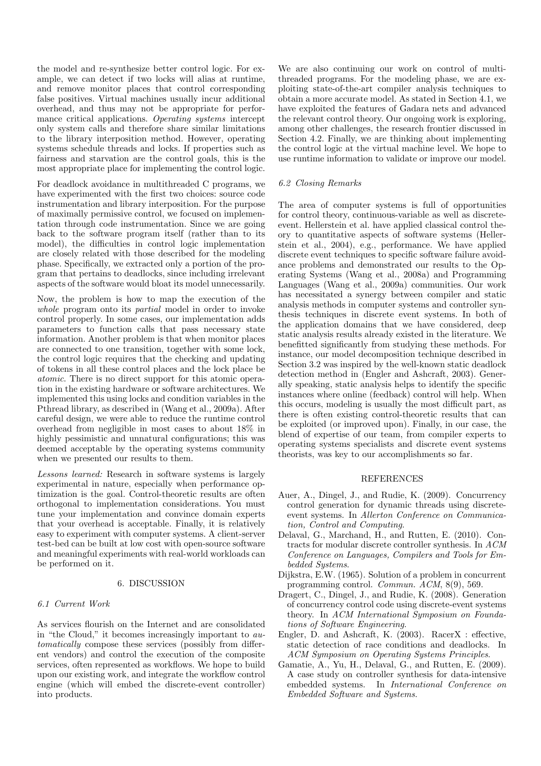the model and re-synthesize better control logic. For example, we can detect if two locks will alias at runtime, and remove monitor places that control corresponding false positives. Virtual machines usually incur additional overhead, and thus may not be appropriate for performance critical applications. *Operating systems* intercept only system calls and therefore share similar limitations to the library interposition method. However, operating systems schedule threads and locks. If properties such as fairness and starvation are the control goals, this is the most appropriate place for implementing the control logic.

For deadlock avoidance in multithreaded C programs, we have experimented with the first two choices: source code instrumentation and library interposition. For the purpose of maximally permissive control, we focused on implementation through code instrumentation. Since we are going back to the software program itself (rather than to its model), the difficulties in control logic implementation are closely related with those described for the modeling phase. Specifically, we extracted only a portion of the program that pertains to deadlocks, since including irrelevant aspects of the software would bloat its model unnecessarily.

Now, the problem is how to map the execution of the *whole* program onto its *partial* model in order to invoke control properly. In some cases, our implementation adds parameters to function calls that pass necessary state information. Another problem is that when monitor places are connected to one transition, together with some lock, the control logic requires that the checking and updating of tokens in all these control places and the lock place be *atomic*. There is no direct support for this atomic operation in the existing hardware or software architectures. We implemented this using locks and condition variables in the Pthread library, as described in (Wang et al., 2009a). After careful design, we were able to reduce the runtime control overhead from negligible in most cases to about 18% in highly pessimistic and unnatural configurations; this was deemed acceptable by the operating systems community when we presented our results to them.

*Lessons learned:* Research in software systems is largely experimental in nature, especially when performance optimization is the goal. Control-theoretic results are often orthogonal to implementation considerations. You must tune your implementation and convince domain experts that your overhead is acceptable. Finally, it is relatively easy to experiment with computer systems. A client-server test-bed can be built at low cost with open-source software and meaningful experiments with real-world workloads can be performed on it.

## 6. DISCUSSION

### 6.1 Current Work

As services flourish on the Internet and are consolidated in "the Cloud," it becomes increasingly important to *automatically* compose these services (possibly from different vendors) and control the execution of the composite services, often represented as workflows. We hope to build upon our existing work, and integrate the workflow control engine (which will embed the discrete-event controller) into products.

We are also continuing our work on control of multithreaded programs. For the modeling phase, we are exploiting state-of-the-art compiler analysis techniques to obtain a more accurate model. As stated in Section 4.1, we have exploited the features of Gadara nets and advanced the relevant control theory. Our ongoing work is exploring, among other challenges, the research frontier discussed in Section 4.2. Finally, we are thinking about implementing the control logic at the virtual machine level. We hope to use runtime information to validate or improve our model.

### 6.2 Closing Remarks

The area of computer systems is full of opportunities for control theory, continuous-variable as well as discrete-event. Hellerstein et al. have applied classical control theory to quantitative aspects of software systems (Hellerstein et al., 2004), e.g., performance. We have applied discrete event techniques to specific software failure avoidance problems and demonstrated our results to the Operating Systems (Wang et al., 2008a) and Programming Languages (Wang et al., 2009a) communities. Our work has necessitated a synergy between compiler and static analysis methods in computer systems and controller synthesis techniques in discrete event systems. In both of the application domains that we have considered, deep static analysis results already existed in the literature. We benefitted significantly from studying these methods. For instance, our model decomposition technique described in Section 3.2 was inspired by the well-known static deadlock detection method in (Engler and Ashcraft, 2003). Generally speaking, static analysis helps to identify the specific instances where online (feedback) control will help. When this occurs, modeling is usually the most difficult part, as there is often existing control-theoretic results that can be exploited (or improved upon). Finally, in our case, the blend of expertise of our team, from compiler experts to operating systems specialists and discrete event systems theorists, was key to our accomplishments so far.

## REFERENCES

Auer, A., Dingel, J., and Rudie, K. (2009). Concurrency control generation for dynamic threads using discrete-event systems. In *Allerton Conference on Communication, Control and Computing*.

Delaval, G., Marchand, H., and Rutten, E. (2010). Contracts for modular discrete controller synthesis. In *ACM Conference on Languages, Compilers and Tools for Embedded Systems*.

Dijkstra, E.W. (1965). Solution of a problem in concurrent programming control. *Commun. ACM*, 8(9), 569.

Dragert, C., Dingel, J., and Rudie, K. (2008). Generation of concurrency control code using discrete-event systems theory. In *ACM International Symposium on Foundations of Software Engineering*.

Engler, D. and Ashcraft, K. (2003). RacerX : effective, static detection of race conditions and deadlocks. In *ACM Symposium on Operating Systems Principles*.

Gamatie, A., Yu, H., Delaval, G., and Rutten, E. (2009). A case study on controller synthesis for data-intensive embedded systems. In *International Conference on Embedded Software and Systems*.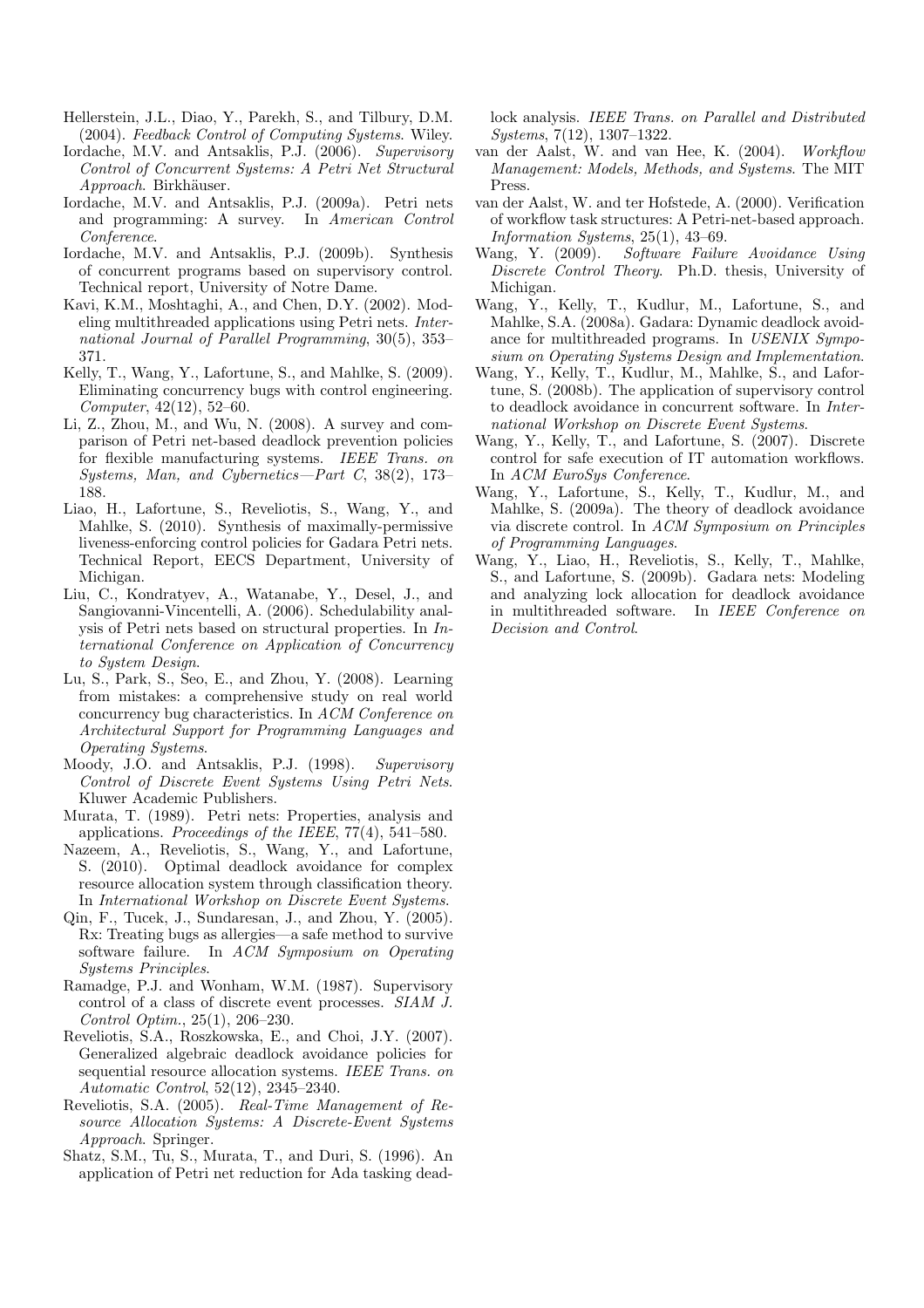Hellerstein, J.L., Diao, Y., Parekh, S., and Tilbury, D.M. (2004). *Feedback Control of Computing Systems*. Wiley.

Iordache, M.V. and Antsaklis, P.J. (2006). *Supervisory Control of Concurrent Systems: A Petri Net Structural Approach*. Birkhäuser.

Iordache, M.V. and Antsaklis, P.J. (2009a). Petri nets and programming: A survey. In *American Control Conference*.

Iordache, M.V. and Antsaklis, P.J. (2009b). Synthesis of concurrent programs based on supervisory control. Technical report, University of Notre Dame.

Kavi, K.M., Moshtaghi, A., and Chen, D.Y. (2002). Modeling multithreaded applications using Petri nets. *International Journal of Parallel Programming*, 30(5), 353–371.

Kelly, T., Wang, Y., Lafortune, S., and Mahlke, S. (2009). Eliminating concurrency bugs with control engineering. *Computer*, 42(12), 52–60.

Li, Z., Zhou, M., and Wu, N. (2008). A survey and comparison of Petri net-based deadlock prevention policies for flexible manufacturing systems. *IEEE Trans. on Systems, Man, and Cybernetics—Part C*, 38(2), 173–188.

Liao, H., Lafortune, S., Reveliotis, S., Wang, Y., and Mahlke, S. (2010). Synthesis of maximally-permissive liveness-enforcing control policies for Gadara Petri nets. Technical Report, EECS Department, University of Michigan.

Liu, C., Kondratyev, A., Watanabe, Y., Desel, J., and Sangiovanni-Vincentelli, A. (2006). Schedulability analysis of Petri nets based on structural properties. In *International Conference on Application of Concurrency to System Design*.

Lu, S., Park, S., Seo, E., and Zhou, Y. (2008). Learning from mistakes: a comprehensive study on real world concurrency bug characteristics. In *ACM Conference on Architectural Support for Programming Languages and Operating Systems*.

Moody, J.O. and Antsaklis, P.J. (1998). *Supervisory Control of Discrete Event Systems Using Petri Nets*. Kluwer Academic Publishers.

Murata, T. (1989). Petri nets: Properties, analysis and applications. *Proceedings of the IEEE*, 77(4), 541–580.

Nazeem, A., Reveliotis, S., Wang, Y., and Lafortune, S. (2010). Optimal deadlock avoidance for complex resource allocation system through classification theory. In *International Workshop on Discrete Event Systems*.

Qin, F., Tucek, J., Sundaresan, J., and Zhou, Y. (2005). Rx: Treating bugs as allergies—a safe method to survive software failure. In *ACM Symposium on Operating Systems Principles*.

Ramadge, P.J. and Wonham, W.M. (1987). Supervisory control of a class of discrete event processes. *SIAM J. Control Optim.*, 25(1), 206–230.

Reveliotis, S.A., Roszkowska, E., and Choi, J.Y. (2007). Generalized algebraic deadlock avoidance policies for sequential resource allocation systems. *IEEE Trans. on Automatic Control*, 52(12), 2345–2340.

Reveliotis, S.A. (2005). *Real-Time Management of Resource Allocation Systems: A Discrete-Event Systems Approach*. Springer.

Shatz, S.M., Tu, S., Murata, T., and Duri, S. (1996). An application of Petri net reduction for Ada tasking deadlock analysis. *IEEE Trans. on Parallel and Distributed Systems*, 7(12), 1307–1322.

van der Aalst, W. and van Hee, K. (2004). *Workflow Management: Models, Methods, and Systems*. The MIT Press.

van der Aalst, W. and ter Hofstede, A. (2000). Verification of workflow task structures: A Petri-net-based approach. *Information Systems*, 25(1), 43–69.

Wang, Y. (2009). *Software Failure Avoidance Using Discrete Control Theory*. Ph.D. thesis, University of Michigan.

Wang, Y., Kelly, T., Kudlur, M., Lafortune, S., and Mahlke, S.A. (2008a). Gadara: Dynamic deadlock avoidance for multithreaded programs. In *USENIX Symposium on Operating Systems Design and Implementation*.

Wang, Y., Kelly, T., Kudlur, M., Mahlke, S., and Lafortune, S. (2008b). The application of supervisory control to deadlock avoidance in concurrent software. In *International Workshop on Discrete Event Systems*.

Wang, Y., Kelly, T., and Lafortune, S. (2007). Discrete control for safe execution of IT automation workflows. In *ACM EuroSys Conference*.

Wang, Y., Lafortune, S., Kelly, T., Kudlur, M., and Mahlke, S. (2009a). The theory of deadlock avoidance via discrete control. In *ACM Symposium on Principles of Programming Languages*.

Wang, Y., Liao, H., Reveliotis, S., Kelly, T., Mahlke, S., and Lafortune, S. (2009b). Gadara nets: Modeling and analyzing lock allocation for deadlock avoidance in multithreaded software. In *IEEE Conference on Decision and Control*.